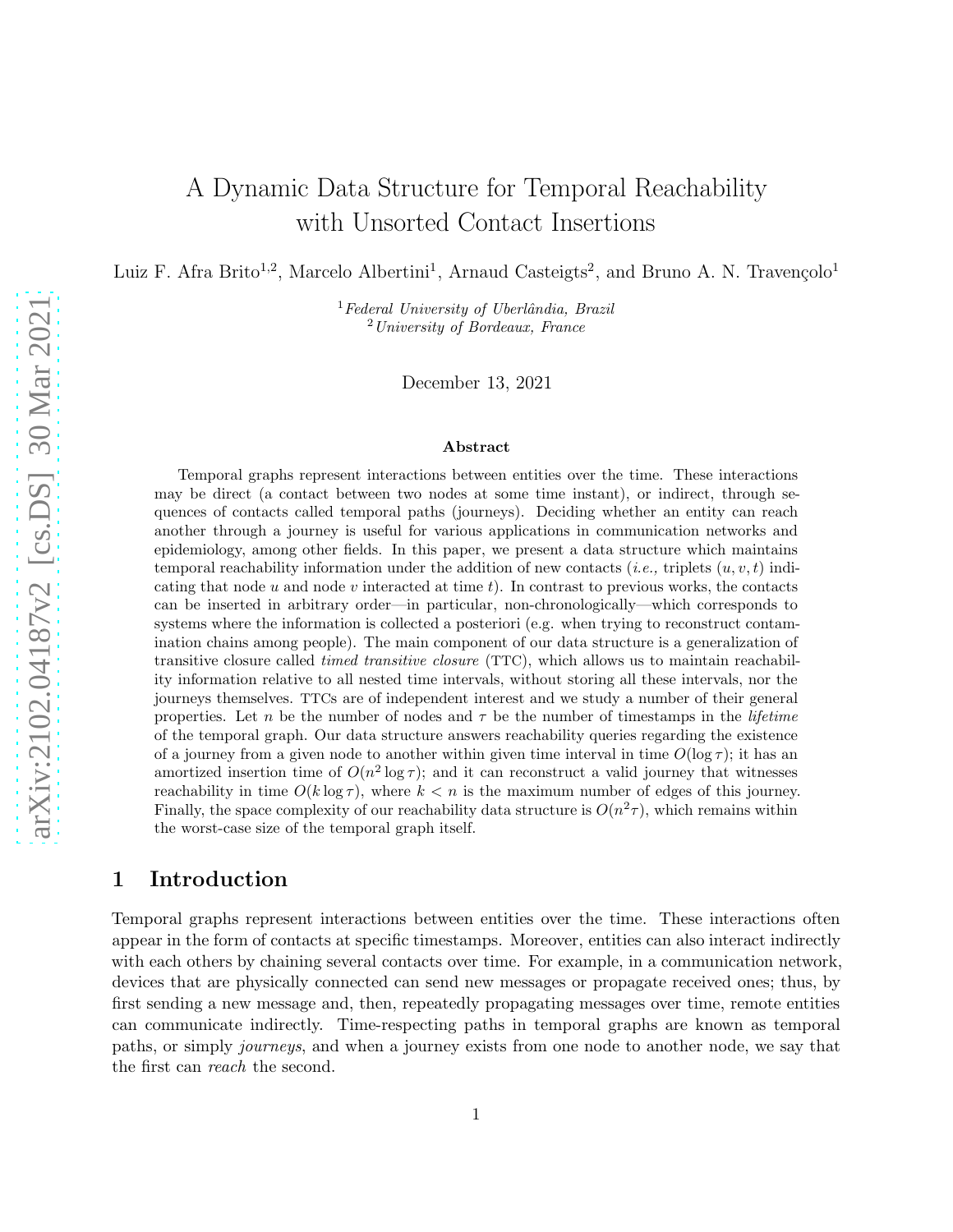# A Dynamic Data Structure for Temporal Reachability with Unsorted Contact Insertions

Luiz F. Afra Brito[1,2], Marcelo Albertini[1], Arnaud Casteigts[2], and Bruno A. N. Travençolo[1]

[1] *Federal University of Uberlândia, Brazil*
[2] *University of Bordeaux, France*

December 13, 2021

### Abstract

Temporal graphs represent interactions between entities over the time. These interactions may be direct (a contact between two nodes at some time instant), or indirect, through sequences of contacts called temporal paths (journeys). Deciding whether an entity can reach another through a journey is useful for various applications in communication networks and epidemiology, among other fields. In this paper, we present a data structure which maintains temporal reachability information under the addition of new contacts (*i.e.,* triplets $(u, v, t)$ indicating that node $u$ and node $v$ interacted at time $t$). In contrast to previous works, the contacts can be inserted in arbitrary order—in particular, non-chronologically—which corresponds to systems where the information is collected a posteriori (e.g. when trying to reconstruct contamination chains among people). The main component of our data structure is a generalization of transitive closure called *timed transitive closure* (TTC), which allows us to maintain reachability information relative to all nested time intervals, without storing all these intervals, nor the journeys themselves. TTCs are of independent interest and we study a number of their general properties. Let $n$ be the number of nodes and $\tau$ be the number of timestamps in the *lifetime* of the temporal graph. Our data structure answers reachability queries regarding the existence of a journey from a given node to another within given time interval in time $O(\log \tau)$; it has an amortized insertion time of $O(n^2 \log \tau)$; and it can reconstruct a valid journey that witnesses reachability in time $O(k \log \tau)$, where $k < n$ is the maximum number of edges of this journey. Finally, the space complexity of our reachability data structure is $O(n^2\tau)$, which remains within the worst-case size of the temporal graph itself.

## 1 Introduction

Temporal graphs represent interactions between entities over the time. These interactions often appear in the form of contacts at specific timestamps. Moreover, entities can also interact indirectly with each others by chaining several contacts over time. For example, in a communication network, devices that are physically connected can send new messages or propagate received ones; thus, by first sending a new message and, then, repeatedly propagating messages over time, remote entities can communicate indirectly. Time-respecting paths in temporal graphs are known as temporal paths, or simply *journeys*, and when a journey exists from one node to another node, we say that the first can *reach* the second.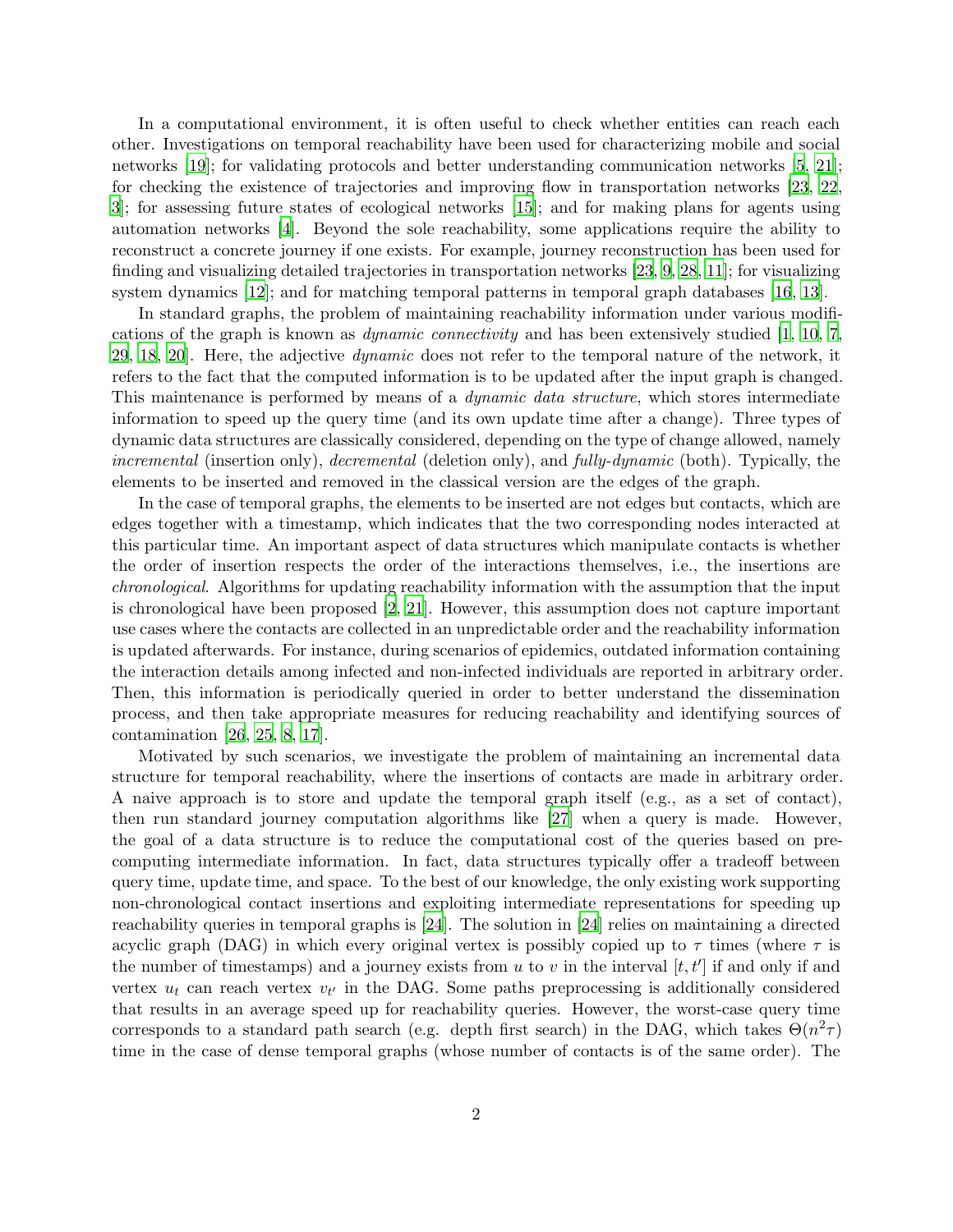In a computational environment, it is often useful to check whether entities can reach each other. Investigations on temporal reachability have been used for characterizing mobile and social networks [19]; for validating protocols and better understanding communication networks [5, 21]; for checking the existence of trajectories and improving flow in transportation networks [23, 22, 3]; for assessing future states of ecological networks [15]; and for making plans for agents using automation networks [4]. Beyond the sole reachability, some applications require the ability to reconstruct a concrete journey if one exists. For example, journey reconstruction has been used for finding and visualizing detailed trajectories in transportation networks [23, 9, 28, 11]; for visualizing system dynamics [12]; and for matching temporal patterns in temporal graph databases [16, 13].

In standard graphs, the problem of maintaining reachability information under various modifications of the graph is known as *dynamic connectivity* and has been extensively studied [1, 10, 7, 29, 18, 20]. Here, the adjective *dynamic* does not refer to the temporal nature of the network, it refers to the fact that the computed information is to be updated after the input graph is changed. This maintenance is performed by means of a *dynamic data structure*, which stores intermediate information to speed up the query time (and its own update time after a change). Three types of dynamic data structures are classically considered, depending on the type of change allowed, namely *incremental* (insertion only), *decremental* (deletion only), and *fully-dynamic* (both). Typically, the elements to be inserted and removed in the classical version are the edges of the graph.

In the case of temporal graphs, the elements to be inserted are not edges but contacts, which are edges together with a timestamp, which indicates that the two corresponding nodes interacted at this particular time. An important aspect of data structures which manipulate contacts is whether the order of insertion respects the order of the interactions themselves, i.e., the insertions are *chronological*. Algorithms for updating reachability information with the assumption that the input is chronological have been proposed [2, 21]. However, this assumption does not capture important use cases where the contacts are collected in an unpredictable order and the reachability information is updated afterwards. For instance, during scenarios of epidemics, outdated information containing the interaction details among infected and non-infected individuals are reported in arbitrary order. Then, this information is periodically queried in order to better understand the dissemination process, and then take appropriate measures for reducing reachability and identifying sources of contamination [26, 25, 8, 17].

Motivated by such scenarios, we investigate the problem of maintaining an incremental data structure for temporal reachability, where the insertions of contacts are made in arbitrary order. A naive approach is to store and update the temporal graph itself (e.g., as a set of contact), then run standard journey computation algorithms like [27] when a query is made. However, the goal of a data structure is to reduce the computational cost of the queries based on pre-computing intermediate information. In fact, data structures typically offer a tradeoff between query time, update time, and space. To the best of our knowledge, the only existing work supporting non-chronological contact insertions and exploiting intermediate representations for speeding up reachability queries in temporal graphs is [24]. The solution in [24] relies on maintaining a directed acyclic graph (DAG) in which every original vertex is possibly copied up to $\tau$ times (where $\tau$ is the number of timestamps) and a journey exists from $u$ to $v$ in the interval $[t, t']$ if and only if and vertex $u_t$ can reach vertex $v_{t'}$ in the DAG. Some paths preprocessing is additionally considered that results in an average speed up for reachability queries. However, the worst-case query time corresponds to a standard path search (e.g. depth first search) in the DAG, which takes $\Theta(n^2\tau)$ time in the case of dense temporal graphs (whose number of contacts is of the same order). The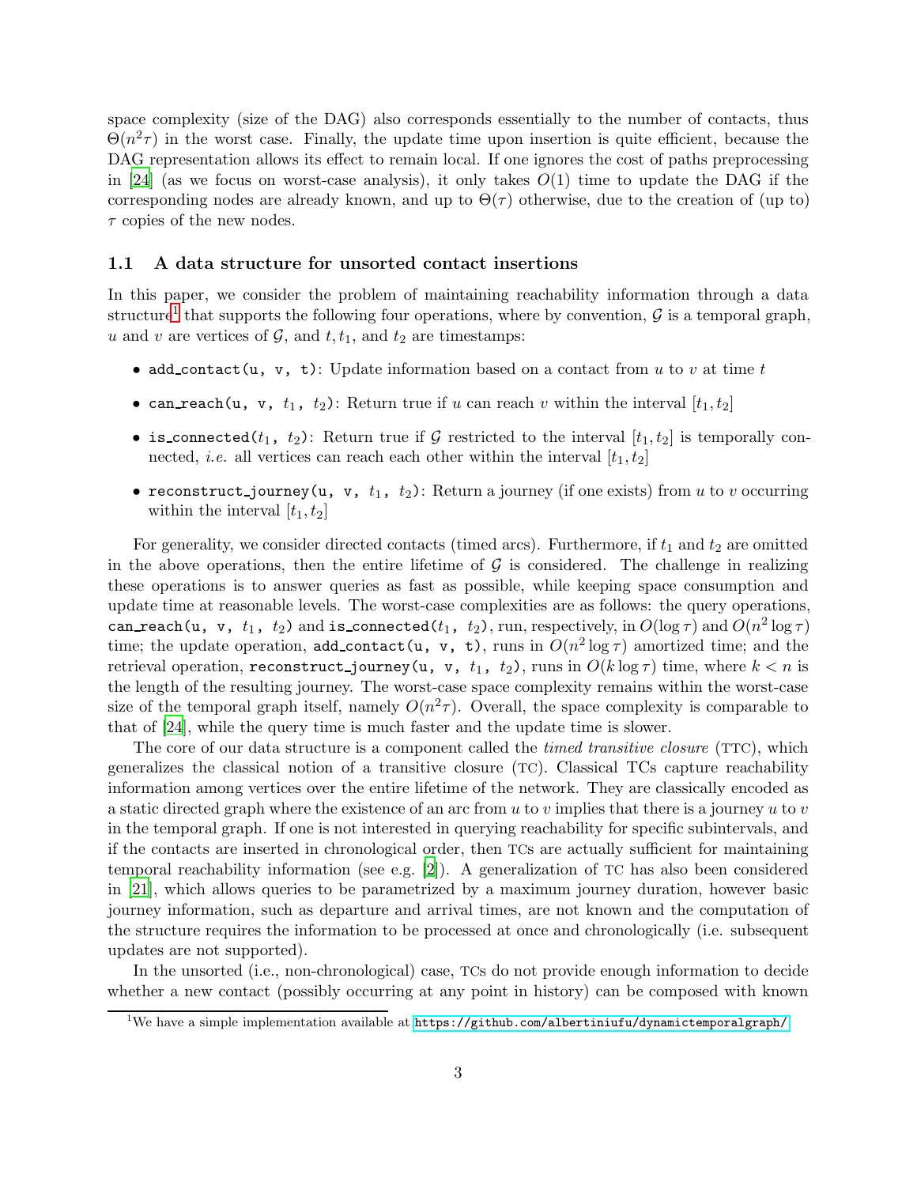space complexity (size of the DAG) also corresponds essentially to the number of contacts, thus $\Theta(n^2\tau)$ in the worst case. Finally, the update time upon insertion is quite efficient, because the DAG representation allows its effect to remain local. If one ignores the cost of paths preprocessing in [24] (as we focus on worst-case analysis), it only takes $O(1)$ time to update the DAG if the corresponding nodes are already known, and up to $\Theta(\tau)$ otherwise, due to the creation of (up to) $\tau$ copies of the new nodes.

### 1.1 A data structure for unsorted contact insertions

In this paper, we consider the problem of maintaining reachability information through a data structure[1] that supports the following four operations, where by convention, $\mathcal{G}$ is a temporal graph, $u$ and $v$ are vertices of $\mathcal{G}$, and $t, t_1$, and $t_2$ are timestamps:

- `add_contact(u, v, t)`: Update information based on a contact from $u$ to $v$ at time $t$
- `can_reach(u, v, `$t_1$`, `$t_2$`)`: Return true if $u$ can reach $v$ within the interval $[t_1, t_2]$
- `is_connected(`$t_1$`, `$t_2$`)`: Return true if $\mathcal{G}$ restricted to the interval $[t_1, t_2]$ is temporally connected, *i.e.* all vertices can reach each other within the interval $[t_1, t_2]$
- `reconstruct_journey(u, v, `$t_1$`, `$t_2$`)`: Return a journey (if one exists) from $u$ to $v$ occurring within the interval $[t_1, t_2]$

For generality, we consider directed contacts (timed arcs). Furthermore, if $t_1$ and $t_2$ are omitted in the above operations, then the entire lifetime of $\mathcal{G}$ is considered. The challenge in realizing these operations is to answer queries as fast as possible, while keeping space consumption and update time at reasonable levels. The worst-case complexities are as follows: the query operations, `can_reach(u, v, `$t_1$`, `$t_2$`)` and `is_connected(`$t_1$`, `$t_2$`)`, run, respectively, in $O(\log \tau)$ and $O(n^2 \log \tau)$ time; the update operation, `add_contact(u, v, t)`, runs in $O(n^2 \log \tau)$ amortized time; and the retrieval operation, `reconstruct_journey(u, v, `$t_1$`, `$t_2$`)`, runs in $O(k \log \tau)$ time, where $k < n$ is the length of the resulting journey. The worst-case space complexity remains within the worst-case size of the temporal graph itself, namely $O(n^2\tau)$. Overall, the space complexity is comparable to that of [24], while the query time is much faster and the update time is slower.

The core of our data structure is a component called the *timed transitive closure* (TTC), which generalizes the classical notion of a transitive closure (TC). Classical TCs capture reachability information among vertices over the entire lifetime of the network. They are classically encoded as a static directed graph where the existence of an arc from $u$ to $v$ implies that there is a journey $u$ to $v$ in the temporal graph. If one is not interested in querying reachability for specific subintervals, and if the contacts are inserted in chronological order, then TCs are actually sufficient for maintaining temporal reachability information (see e.g. [2]). A generalization of TC has also been considered in [21], which allows queries to be parametrized by a maximum journey duration, however basic journey information, such as departure and arrival times, are not known and the computation of the structure requires the information to be processed at once and chronologically (i.e. subsequent updates are not supported).

In the unsorted (i.e., non-chronological) case, TCs do not provide enough information to decide whether a new contact (possibly occurring at any point in history) can be composed with known

[1] We have a simple implementation available at https://github.com/albertiniufu/dynamictemporalgraph/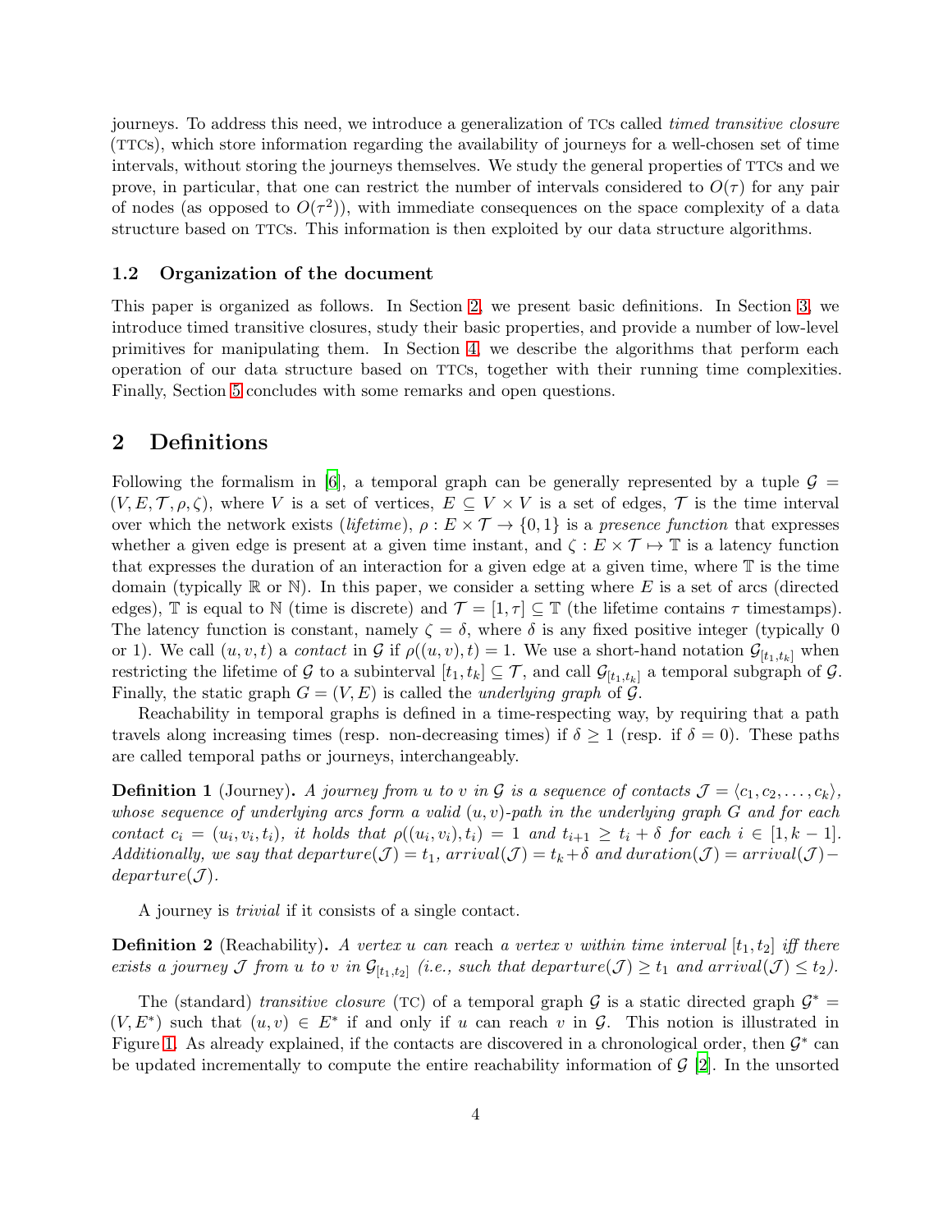journeys. To address this need, we introduce a generalization of TCs called *timed transitive closure* (TTCs), which store information regarding the availability of journeys for a well-chosen set of time intervals, without storing the journeys themselves. We study the general properties of TTCs and we prove, in particular, that one can restrict the number of intervals considered to $O(\tau)$ for any pair of nodes (as opposed to $O(\tau^2)$), with immediate consequences on the space complexity of a data structure based on TTCs. This information is then exploited by our data structure algorithms.

### 1.2 Organization of the document

This paper is organized as follows. In Section 2, we present basic definitions. In Section 3, we introduce timed transitive closures, study their basic properties, and provide a number of low-level primitives for manipulating them. In Section 4, we describe the algorithms that perform each operation of our data structure based on TTCs, together with their running time complexities. Finally, Section 5 concludes with some remarks and open questions.

## 2 Definitions

Following the formalism in [6], a temporal graph can be generally represented by a tuple $\mathcal{G} = (V, E, \mathcal{T}, \rho, \zeta)$, where $V$ is a set of vertices, $E \subseteq V \times V$ is a set of edges, $\mathcal{T}$ is the time interval over which the network exists (*lifetime*), $\rho : E \times \mathcal{T} \to \{0, 1\}$ is a *presence function* that expresses whether a given edge is present at a given time instant, and $\zeta : E \times \mathcal{T} \mapsto \mathbb{T}$ is a latency function that expresses the duration of an interaction for a given edge at a given time, where $\mathbb{T}$ is the time domain (typically $\mathbb{R}$ or $\mathbb{N}$). In this paper, we consider a setting where $E$ is a set of arcs (directed edges), $\mathbb{T}$ is equal to $\mathbb{N}$ (time is discrete) and $\mathcal{T} = [1, \tau] \subseteq \mathbb{T}$ (the lifetime contains $\tau$ timestamps). The latency function is constant, namely $\zeta = \delta$, where $\delta$ is any fixed positive integer (typically 0 or 1). We call $(u, v, t)$ a *contact* in $\mathcal{G}$ if $\rho((u, v), t) = 1$. We use a short-hand notation $\mathcal{G}_{[t_1,t_k]}$ when restricting the lifetime of $\mathcal{G}$ to a subinterval $[t_1, t_k] \subseteq \mathcal{T}$, and call $\mathcal{G}_{[t_1,t_k]}$ a temporal subgraph of $\mathcal{G}$. Finally, the static graph $G = (V, E)$ is called the *underlying graph* of $\mathcal{G}$.

Reachability in temporal graphs is defined in a time-respecting way, by requiring that a path travels along increasing times (resp. non-decreasing times) if $\delta \geq 1$ (resp. if $\delta = 0$). These paths are called temporal paths or journeys, interchangeably.

**Definition 1** (Journey)**.** *A journey from $u$ to $v$ in $\mathcal{G}$ is a sequence of contacts $\mathcal{J} = \langle c_1, c_2, \ldots, c_k \rangle$, whose sequence of underlying arcs form a valid $(u, v)$-path in the underlying graph $G$ and for each contact $c_i = (u_i, v_i, t_i)$, it holds that $\rho((u_i, v_i), t_i) = 1$ and $t_{i+1} \geq t_i + \delta$ for each $i \in [1, k-1]$. Additionally, we say that departure$(\mathcal{J}) = t_1$, arrival$(\mathcal{J}) = t_k + \delta$ and duration$(\mathcal{J})$ = arrival$(\mathcal{J})-$ departure$(\mathcal{J})$.*

A journey is *trivial* if it consists of a single contact.

**Definition 2** (Reachability)**.** *A vertex $u$ can* reach *a vertex $v$ within time interval $[t_1, t_2]$ iff there exists a journey $\mathcal{J}$ from $u$ to $v$ in $\mathcal{G}_{[t_1,t_2]}$ (i.e., such that departure$(\mathcal{J}) \geq t_1$ and arrival$(\mathcal{J}) \leq t_2$).*

The (standard) *transitive closure* (TC) of a temporal graph $\mathcal{G}$ is a static directed graph $\mathcal{G}^* = (V, E^*)$ such that $(u, v) \in E^*$ if and only if $u$ can reach $v$ in $\mathcal{G}$. This notion is illustrated in Figure 1. As already explained, if the contacts are discovered in a chronological order, then $\mathcal{G}^*$ can be updated incrementally to compute the entire reachability information of $\mathcal{G}$ [2]. In the unsorted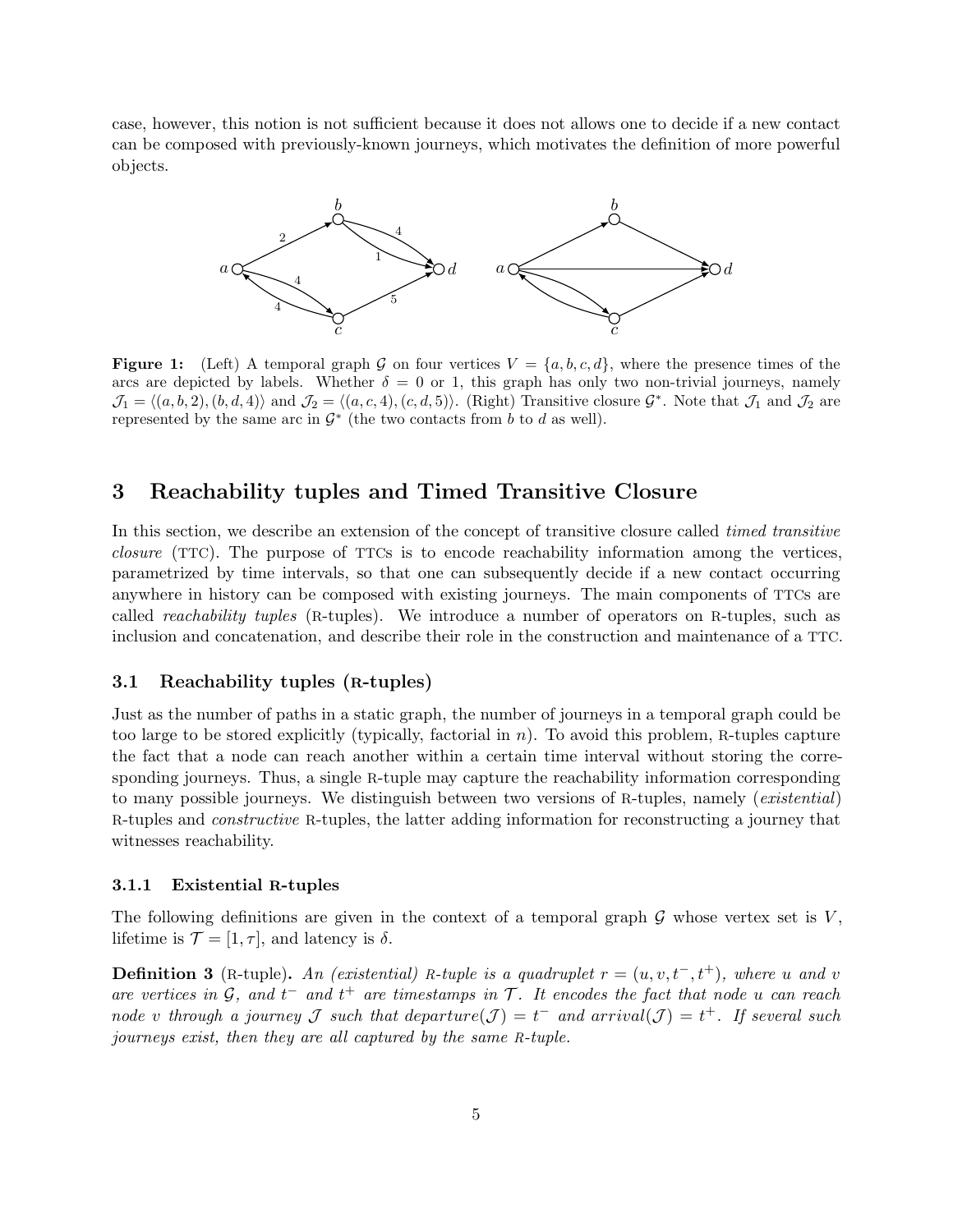case, however, this notion is not sufficient because it does not allows one to decide if a new contact can be composed with previously-known journeys, which motivates the definition of more powerful objects.

**Figure 1:** (Left) A temporal graph $\mathcal{G}$ on four vertices $V = \{a, b, c, d\}$, where the presence times of the arcs are depicted by labels. Whether $\delta = 0$ or 1, this graph has only two non-trivial journeys, namely $\mathcal{J}_1 = \langle (a, b, 2), (b, d, 4) \rangle$ and $\mathcal{J}_2 = \langle (a, c, 4), (c, d, 5) \rangle$. (Right) Transitive closure $\mathcal{G}^*$. Note that $\mathcal{J}_1$ and $\mathcal{J}_2$ are represented by the same arc in $\mathcal{G}^*$ (the two contacts from $b$ to $d$ as well).

## 3 Reachability tuples and Timed Transitive Closure

In this section, we describe an extension of the concept of transitive closure called *timed transitive closure* (TTC). The purpose of TTCs is to encode reachability information among the vertices, parametrized by time intervals, so that one can subsequently decide if a new contact occurring anywhere in history can be composed with existing journeys. The main components of TTCs are called *reachability tuples* (R-tuples). We introduce a number of operators on R-tuples, such as inclusion and concatenation, and describe their role in the construction and maintenance of a TTC.

### 3.1 Reachability tuples (R-tuples)

Just as the number of paths in a static graph, the number of journeys in a temporal graph could be too large to be stored explicitly (typically, factorial in $n$). To avoid this problem, R-tuples capture the fact that a node can reach another within a certain time interval without storing the corresponding journeys. Thus, a single R-tuple may capture the reachability information corresponding to many possible journeys. We distinguish between two versions of R-tuples, namely (*existential*) R-tuples and *constructive* R-tuples, the latter adding information for reconstructing a journey that witnesses reachability.

#### 3.1.1 Existential R-tuples

The following definitions are given in the context of a temporal graph $\mathcal{G}$ whose vertex set is $V$, lifetime is $\mathcal{T} = [1, \tau]$, and latency is $\delta$.

**Definition 3** (R-tuple)**.** *An (existential) R-tuple is a quadruplet $r = (u, v, t^-, t^+)$, where $u$ and $v$ are vertices in $\mathcal{G}$, and $t^-$ and $t^+$ are timestamps in $\mathcal{T}$. It encodes the fact that node $u$ can reach node $v$ through a journey $\mathcal{J}$ such that departure$(\mathcal{J}) = t^-$ and arrival$(\mathcal{J}) = t^+$. If several such journeys exist, then they are all captured by the same R-tuple.*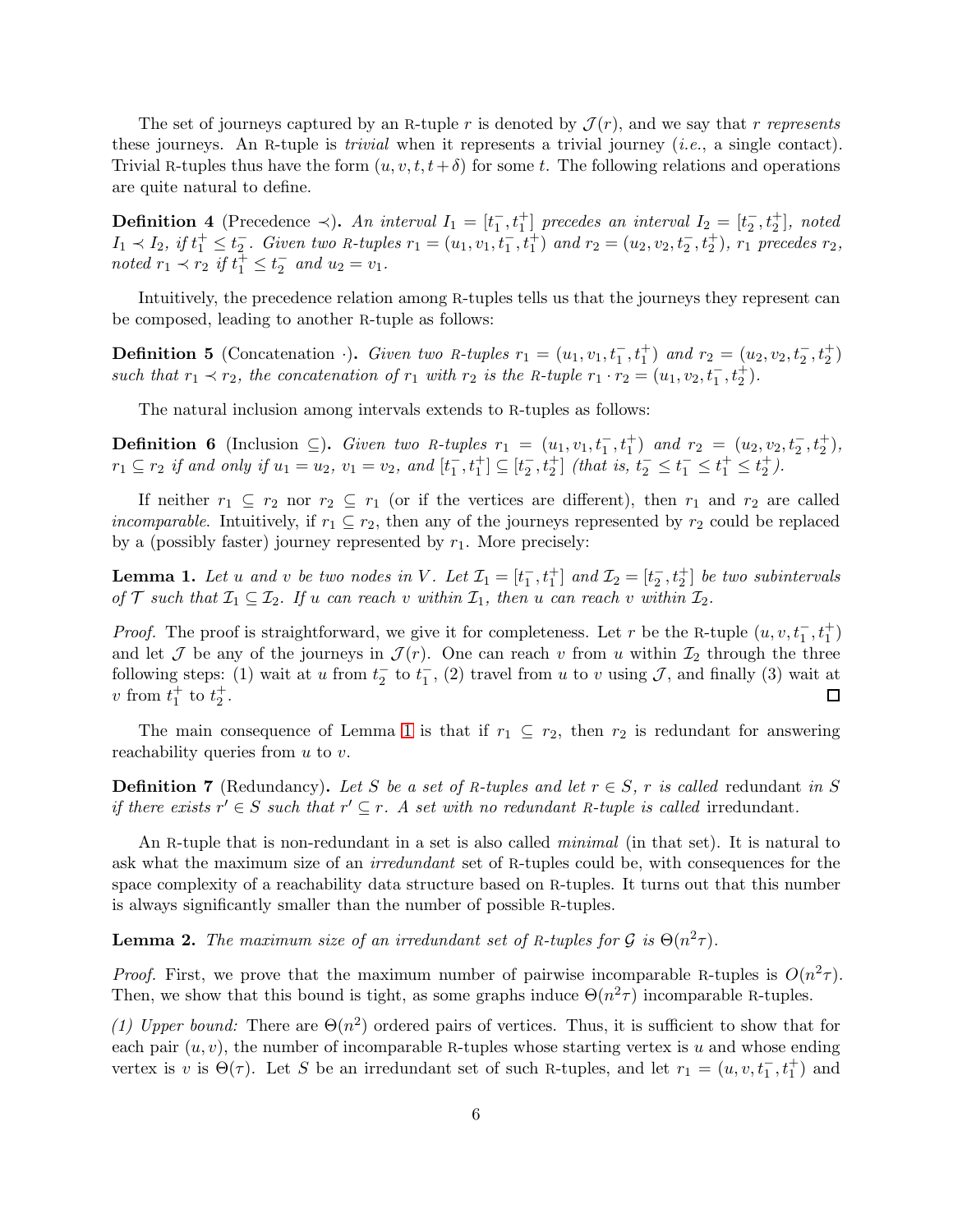The set of journeys captured by an R-tuple $r$ is denoted by $\mathcal{J}(r)$, and we say that $r$ *represents* these journeys. An R-tuple is *trivial* when it represents a trivial journey (*i.e.*, a single contact). Trivial R-tuples thus have the form $(u, v, t, t + \delta)$ for some $t$. The following relations and operations are quite natural to define.

**Definition 4** (Precedence $\prec$). *An interval $I_1 = [t_1^-, t_1^+]$ precedes an interval $I_2 = [t_2^-, t_2^+]$, noted $I_1 \prec I_2$, if $t_1^+ \leq t_2^-$. Given two R-tuples $r_1 = (u_1, v_1, t_1^-, t_1^+)$ and $r_2 = (u_2, v_2, t_2^-, t_2^+)$, $r_1$ precedes $r_2$, noted $r_1 \prec r_2$ if $t_1^+ \leq t_2^-$ and $u_2 = v_1$.*

Intuitively, the precedence relation among R-tuples tells us that the journeys they represent can be composed, leading to another R-tuple as follows:

**Definition 5** (Concatenation $\cdot$). *Given two R-tuples $r_1 = (u_1, v_1, t_1^-, t_1^+)$ and $r_2 = (u_2, v_2, t_2^-, t_2^+)$ such that $r_1 \prec r_2$, the concatenation of $r_1$ with $r_2$ is the R-tuple $r_1 \cdot r_2 = (u_1, v_2, t_1^-, t_2^+)$.*

The natural inclusion among intervals extends to R-tuples as follows:

**Definition 6** (Inclusion $\subseteq$). *Given two R-tuples $r_1 = (u_1, v_1, t_1^-, t_1^+)$ and $r_2 = (u_2, v_2, t_2^-, t_2^+)$, $r_1 \subseteq r_2$ if and only if $u_1 = u_2$, $v_1 = v_2$, and $[t_1^-, t_1^+] \subseteq [t_2^-, t_2^+]$ (that is, $t_2^- \leq t_1^- \leq t_1^+ \leq t_2^+$).*

If neither $r_1 \subseteq r_2$ nor $r_2 \subseteq r_1$ (or if the vertices are different), then $r_1$ and $r_2$ are called *incomparable*. Intuitively, if $r_1 \subseteq r_2$, then any of the journeys represented by $r_2$ could be replaced by a (possibly faster) journey represented by $r_1$. More precisely:

**Lemma 1.** *Let $u$ and $v$ be two nodes in $V$. Let $\mathcal{I}_1 = [t_1^-, t_1^+]$ and $\mathcal{I}_2 = [t_2^-, t_2^+]$ be two subintervals of $\mathcal{T}$ such that $\mathcal{I}_1 \subseteq \mathcal{I}_2$. If $u$ can reach $v$ within $\mathcal{I}_1$, then $u$ can reach $v$ within $\mathcal{I}_2$.*

*Proof.* The proof is straightforward, we give it for completeness. Let $r$ be the R-tuple $(u, v, t_1^-, t_1^+)$ and let $\mathcal{J}$ be any of the journeys in $\mathcal{J}(r)$. One can reach $v$ from $u$ within $\mathcal{I}_2$ through the three following steps: (1) wait at $u$ from $t_2^-$ to $t_1^-$, (2) travel from $u$ to $v$ using $\mathcal{J}$, and finally (3) wait at $v$ from $t_1^+$ to $t_2^+$. $\square$

The main consequence of Lemma 1 is that if $r_1 \subseteq r_2$, then $r_2$ is redundant for answering reachability queries from $u$ to $v$.

**Definition 7** (Redundancy). *Let $S$ be a set of R-tuples and let $r \in S$, $r$ is called* redundant *in $S$ if there exists $r' \in S$ such that $r' \subseteq r$. A set with no redundant R-tuple is called* irredundant.

An R-tuple that is non-redundant in a set is also called *minimal* (in that set). It is natural to ask what the maximum size of an *irredundant* set of R-tuples could be, with consequences for the space complexity of a reachability data structure based on R-tuples. It turns out that this number is always significantly smaller than the number of possible R-tuples.

**Lemma 2.** *The maximum size of an irredundant set of R-tuples for $\mathcal{G}$ is $\Theta(n^2\tau)$.*

*Proof.* First, we prove that the maximum number of pairwise incomparable R-tuples is $O(n^2\tau)$. Then, we show that this bound is tight, as some graphs induce $\Theta(n^2\tau)$ incomparable R-tuples.

*(1) Upper bound:* There are $\Theta(n^2)$ ordered pairs of vertices. Thus, it is sufficient to show that for each pair $(u, v)$, the number of incomparable R-tuples whose starting vertex is $u$ and whose ending vertex is $v$ is $\Theta(\tau)$. Let $S$ be an irredundant set of such R-tuples, and let $r_1 = (u, v, t_1^-, t_1^+)$ and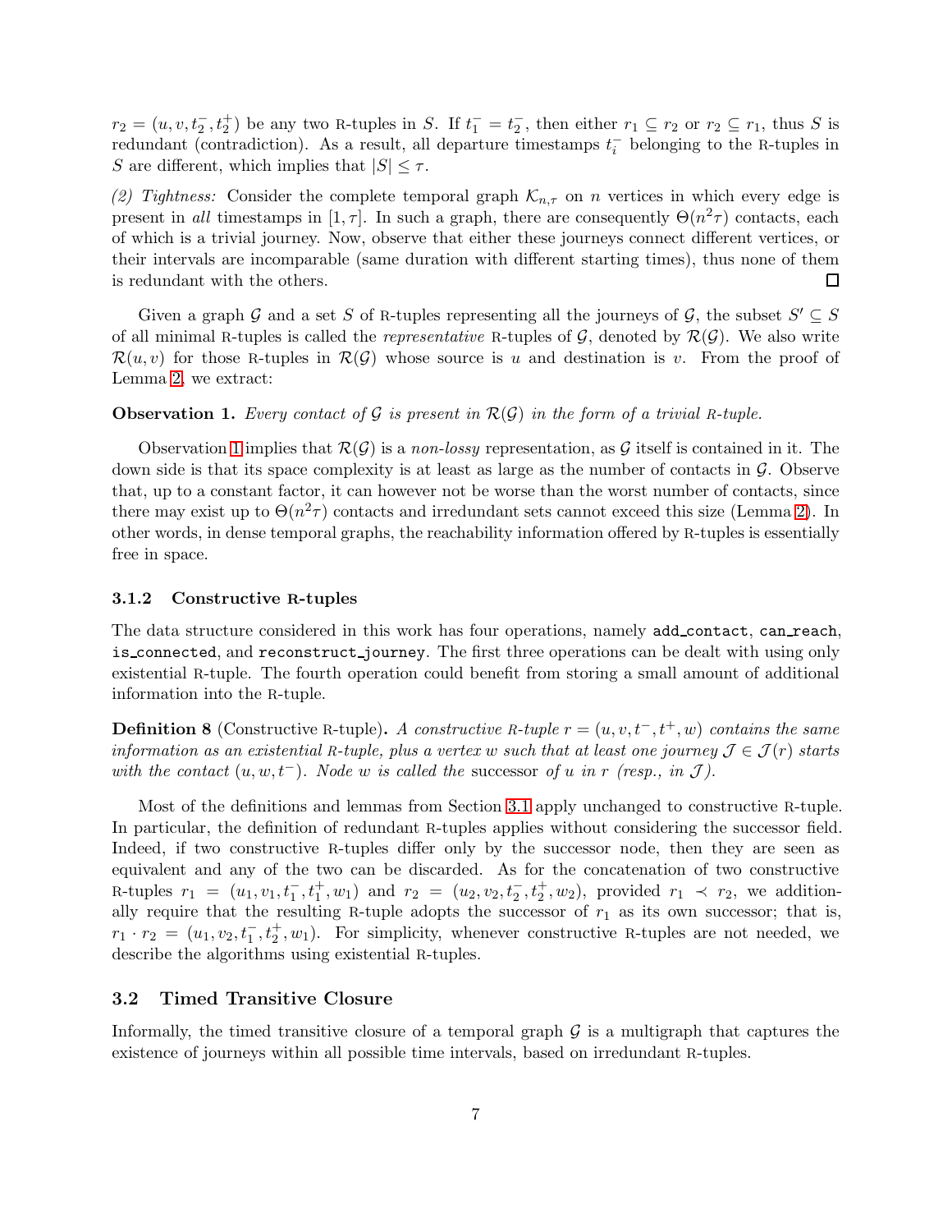$r_2 = (u, v, t_2^-, t_2^+)$ be any two R-tuples in $S$. If $t_1^- = t_2^-$, then either $r_1 \subseteq r_2$ or $r_2 \subseteq r_1$, thus $S$ is redundant (contradiction). As a result, all departure timestamps $t_i^-$ belonging to the R-tuples in $S$ are different, which implies that $|S| \leq \tau$.

*(2) Tightness:* Consider the complete temporal graph $\mathcal{K}_{n,\tau}$ on $n$ vertices in which every edge is present in *all* timestamps in $[1, \tau]$. In such a graph, there are consequently $\Theta(n^2\tau)$ contacts, each of which is a trivial journey. Now, observe that either these journeys connect different vertices, or their intervals are incomparable (same duration with different starting times), thus none of them is redundant with the others. □

Given a graph $\mathcal{G}$ and a set $S$ of R-tuples representing all the journeys of $\mathcal{G}$, the subset $S' \subseteq S$ of all minimal R-tuples is called the *representative* R-tuples of $\mathcal{G}$, denoted by $\mathcal{R}(\mathcal{G})$. We also write $\mathcal{R}(u, v)$ for those R-tuples in $\mathcal{R}(\mathcal{G})$ whose source is $u$ and destination is $v$. From the proof of Lemma 2, we extract:

**Observation 1.** *Every contact of $\mathcal{G}$ is present in $\mathcal{R}(\mathcal{G})$ in the form of a trivial R-tuple.*

Observation 1 implies that $\mathcal{R}(\mathcal{G})$ is a *non-lossy* representation, as $\mathcal{G}$ itself is contained in it. The down side is that its space complexity is at least as large as the number of contacts in $\mathcal{G}$. Observe that, up to a constant factor, it can however not be worse than the worst number of contacts, since there may exist up to $\Theta(n^2\tau)$ contacts and irredundant sets cannot exceed this size (Lemma 2). In other words, in dense temporal graphs, the reachability information offered by R-tuples is essentially free in space.

### 3.1.2 Constructive R-tuples

The data structure considered in this work has four operations, namely `add_contact`, `can_reach`, `is_connected`, and `reconstruct_journey`. The first three operations can be dealt with using only existential R-tuple. The fourth operation could benefit from storing a small amount of additional information into the R-tuple.

**Definition 8** (Constructive R-tuple)**.** *A constructive R-tuple $r = (u, v, t^-, t^+, w)$ contains the same information as an existential R-tuple, plus a vertex $w$ such that at least one journey $\mathcal{J} \in \mathcal{J}(r)$ starts with the contact $(u, w, t^-)$. Node $w$ is called the* successor *of $u$ in $r$ (resp., in $\mathcal{J}$).*

Most of the definitions and lemmas from Section 3.1 apply unchanged to constructive R-tuple. In particular, the definition of redundant R-tuples applies without considering the successor field. Indeed, if two constructive R-tuples differ only by the successor node, then they are seen as equivalent and any of the two can be discarded. As for the concatenation of two constructive R-tuples $r_1 = (u_1, v_1, t_1^-, t_1^+, w_1)$ and $r_2 = (u_2, v_2, t_2^-, t_2^+, w_2)$, provided $r_1 \prec r_2$, we additionally require that the resulting R-tuple adopts the successor of $r_1$ as its own successor; that is, $r_1 \cdot r_2 = (u_1, v_2, t_1^-, t_2^+, w_1)$. For simplicity, whenever constructive R-tuples are not needed, we describe the algorithms using existential R-tuples.

## 3.2 Timed Transitive Closure

Informally, the timed transitive closure of a temporal graph $\mathcal{G}$ is a multigraph that captures the existence of journeys within all possible time intervals, based on irredundant R-tuples.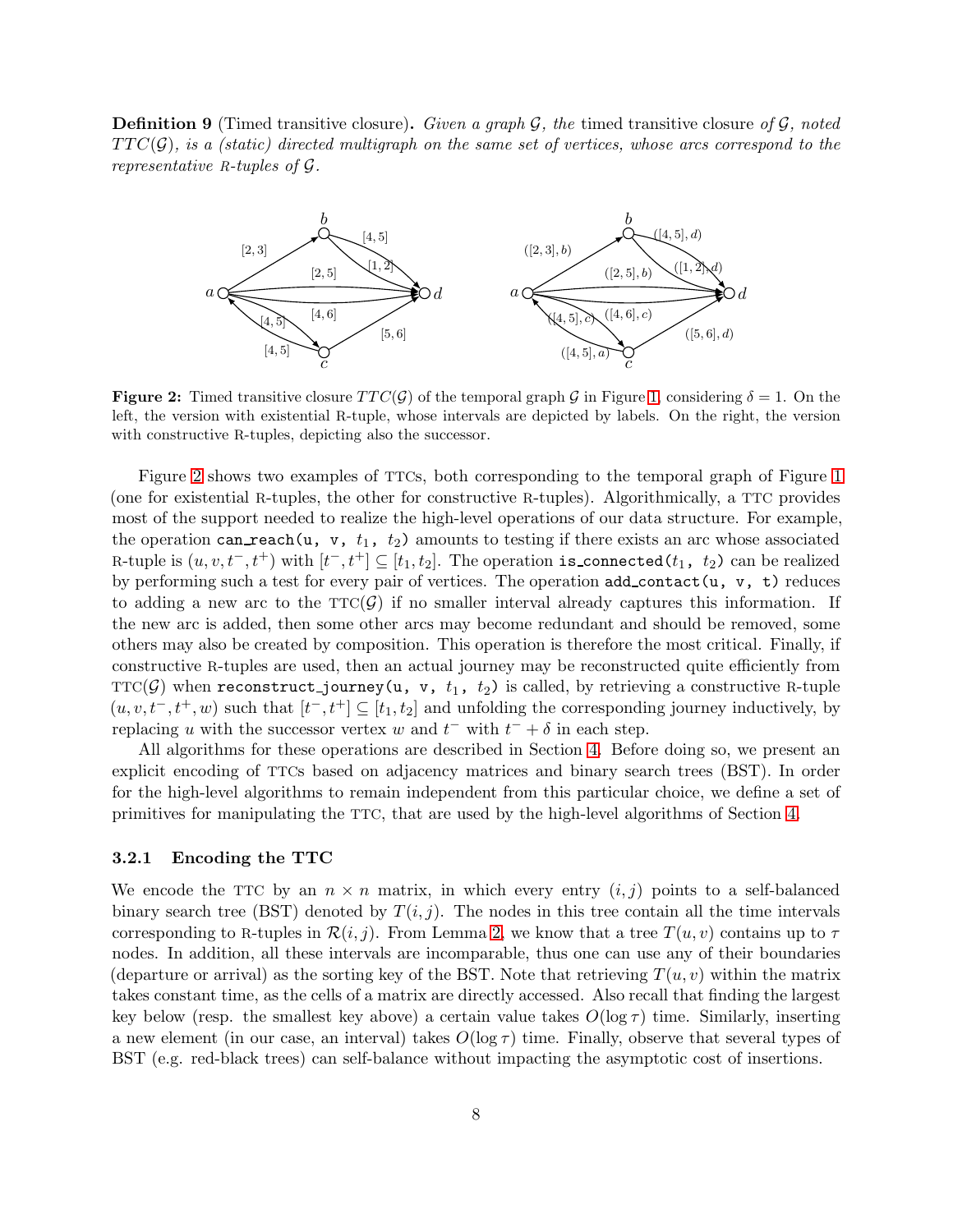**Definition 9** (Timed transitive closure)**.** *Given a graph $\mathcal{G}$, the* timed transitive closure *of $\mathcal{G}$, noted $TTC(\mathcal{G})$, is a (static) directed multigraph on the same set of vertices, whose arcs correspond to the representative* R*-tuples of $\mathcal{G}$.*

**Figure 2:** Timed transitive closure $TTC(\mathcal{G})$ of the temporal graph $\mathcal{G}$ in Figure 1, considering $\delta = 1$. On the left, the version with existential R-tuple, whose intervals are depicted by labels. On the right, the version with constructive R-tuples, depicting also the successor.

Figure 2 shows two examples of TTCs, both corresponding to the temporal graph of Figure 1 (one for existential R-tuples, the other for constructive R-tuples). Algorithmically, a TTC provides most of the support needed to realize the high-level operations of our data structure. For example, the operation `can_reach(u, v, t1, t2)` amounts to testing if there exists an arc whose associated R-tuple is $(u, v, t^-, t^+)$ with $[t^-, t^+] \subseteq [t_1, t_2]$. The operation `is_connected(t1, t2)` can be realized by performing such a test for every pair of vertices. The operation `add_contact(u, v, t)` reduces to adding a new arc to the TTC($\mathcal{G}$) if no smaller interval already captures this information. If the new arc is added, then some other arcs may become redundant and should be removed, some others may also be created by composition. This operation is therefore the most critical. Finally, if constructive R-tuples are used, then an actual journey may be reconstructed quite efficiently from TTC($\mathcal{G}$) when `reconstruct_journey(u, v, t1, t2)` is called, by retrieving a constructive R-tuple $(u, v, t^-, t^+, w)$ such that $[t^-, t^+] \subseteq [t_1, t_2]$ and unfolding the corresponding journey inductively, by replacing $u$ with the successor vertex $w$ and $t^-$ with $t^- + \delta$ in each step.

All algorithms for these operations are described in Section 4. Before doing so, we present an explicit encoding of TTCs based on adjacency matrices and binary search trees (BST). In order for the high-level algorithms to remain independent from this particular choice, we define a set of primitives for manipulating the TTC, that are used by the high-level algorithms of Section 4.

### 3.2.1 Encoding the TTC

We encode the TTC by an $n \times n$ matrix, in which every entry $(i, j)$ points to a self-balanced binary search tree (BST) denoted by $T(i, j)$. The nodes in this tree contain all the time intervals corresponding to R-tuples in $\mathcal{R}(i, j)$. From Lemma 2, we know that a tree $T(u, v)$ contains up to $\tau$ nodes. In addition, all these intervals are incomparable, thus one can use any of their boundaries (departure or arrival) as the sorting key of the BST. Note that retrieving $T(u, v)$ within the matrix takes constant time, as the cells of a matrix are directly accessed. Also recall that finding the largest key below (resp. the smallest key above) a certain value takes $O(\log \tau)$ time. Similarly, inserting a new element (in our case, an interval) takes $O(\log \tau)$ time. Finally, observe that several types of BST (e.g. red-black trees) can self-balance without impacting the asymptotic cost of insertions.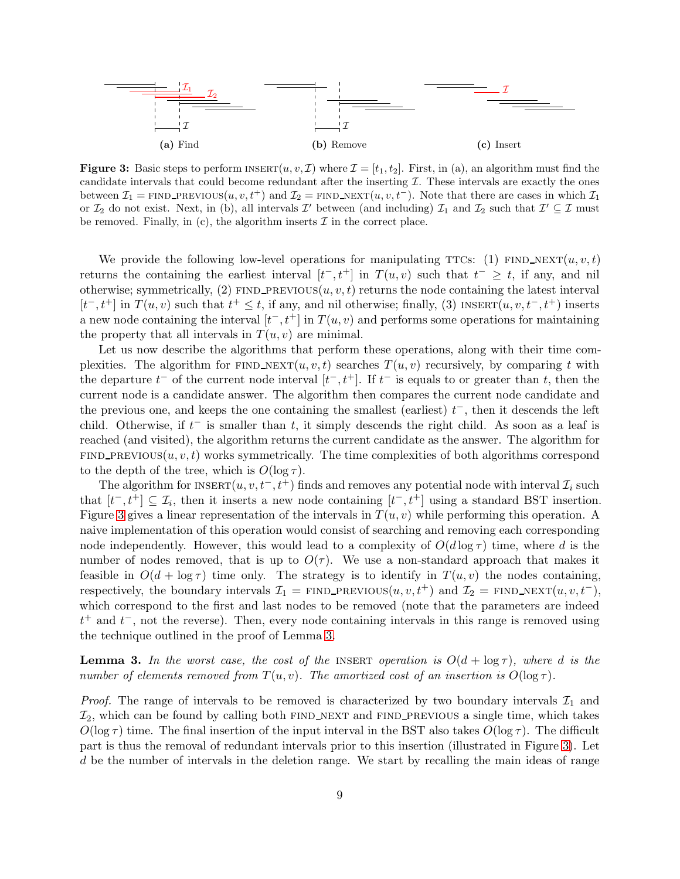**(a)** Find **(b)** Remove **(c)** Insert

**Figure 3:** Basic steps to perform INSERT$(u, v, \mathcal{I})$ where $\mathcal{I} = [t_1, t_2]$. First, in (a), an algorithm must find the candidate intervals that could become redundant after the inserting $\mathcal{I}$. These intervals are exactly the ones between $\mathcal{I}_1 =$ FIND_PREVIOUS$(u, v, t^+)$ and $\mathcal{I}_2 =$ FIND_NEXT$(u, v, t^-)$. Note that there are cases in which $\mathcal{I}_1$ or $\mathcal{I}_2$ do not exist. Next, in (b), all intervals $\mathcal{I}'$ between (and including) $\mathcal{I}_1$ and $\mathcal{I}_2$ such that $\mathcal{I}' \subseteq \mathcal{I}$ must be removed. Finally, in (c), the algorithm inserts $\mathcal{I}$ in the correct place.

We provide the following low-level operations for manipulating TTCs: (1) FIND_NEXT$(u, v, t)$ returns the containing the earliest interval $[t^-, t^+]$ in $T(u, v)$ such that $t^- \geq t$, if any, and nil otherwise; symmetrically, (2) FIND_PREVIOUS$(u, v, t)$ returns the node containing the latest interval $[t^-, t^+]$ in $T(u, v)$ such that $t^+ \leq t$, if any, and nil otherwise; finally, (3) INSERT$(u, v, t^-, t^+)$ inserts a new node containing the interval $[t^-, t^+]$ in $T(u, v)$ and performs some operations for maintaining the property that all intervals in $T(u, v)$ are minimal.

Let us now describe the algorithms that perform these operations, along with their time complexities. The algorithm for FIND_NEXT$(u, v, t)$ searches $T(u, v)$ recursively, by comparing $t$ with the departure $t^-$ of the current node interval $[t^-, t^+]$. If $t^-$ is equals to or greater than $t$, then the current node is a candidate answer. The algorithm then compares the current node candidate and the previous one, and keeps the one containing the smallest (earliest) $t^-$, then it descends the left child. Otherwise, if $t^-$ is smaller than $t$, it simply descends the right child. As soon as a leaf is reached (and visited), the algorithm returns the current candidate as the answer. The algorithm for FIND_PREVIOUS$(u, v, t)$ works symmetrically. The time complexities of both algorithms correspond to the depth of the tree, which is $O(\log \tau)$.

The algorithm for INSERT$(u, v, t^-, t^+)$ finds and removes any potential node with interval $\mathcal{I}_i$ such that $[t^-, t^+] \subseteq \mathcal{I}_i$, then it inserts a new node containing $[t^-, t^+]$ using a standard BST insertion. Figure 3 gives a linear representation of the intervals in $T(u, v)$ while performing this operation. A naive implementation of this operation would consist of searching and removing each corresponding node independently. However, this would lead to a complexity of $O(d \log \tau)$ time, where $d$ is the number of nodes removed, that is up to $O(\tau)$. We use a non-standard approach that makes it feasible in $O(d + \log \tau)$ time only. The strategy is to identify in $T(u, v)$ the nodes containing, respectively, the boundary intervals $\mathcal{I}_1 =$ FIND_PREVIOUS$(u, v, t^+)$ and $\mathcal{I}_2 =$ FIND_NEXT$(u, v, t^-)$, which correspond to the first and last nodes to be removed (note that the parameters are indeed $t^+$ and $t^-$, not the reverse). Then, every node containing intervals in this range is removed using the technique outlined in the proof of Lemma 3.

**Lemma 3.** *In the worst case, the cost of the* INSERT *operation is $O(d + \log \tau)$, where $d$ is the number of elements removed from $T(u, v)$. The amortized cost of an insertion is $O(\log \tau)$.*

*Proof.* The range of intervals to be removed is characterized by two boundary intervals $\mathcal{I}_1$ and $\mathcal{I}_2$, which can be found by calling both FIND_NEXT and FIND_PREVIOUS a single time, which takes $O(\log \tau)$ time. The final insertion of the input interval in the BST also takes $O(\log \tau)$. The difficult part is thus the removal of redundant intervals prior to this insertion (illustrated in Figure 3). Let $d$ be the number of intervals in the deletion range. We start by recalling the main ideas of range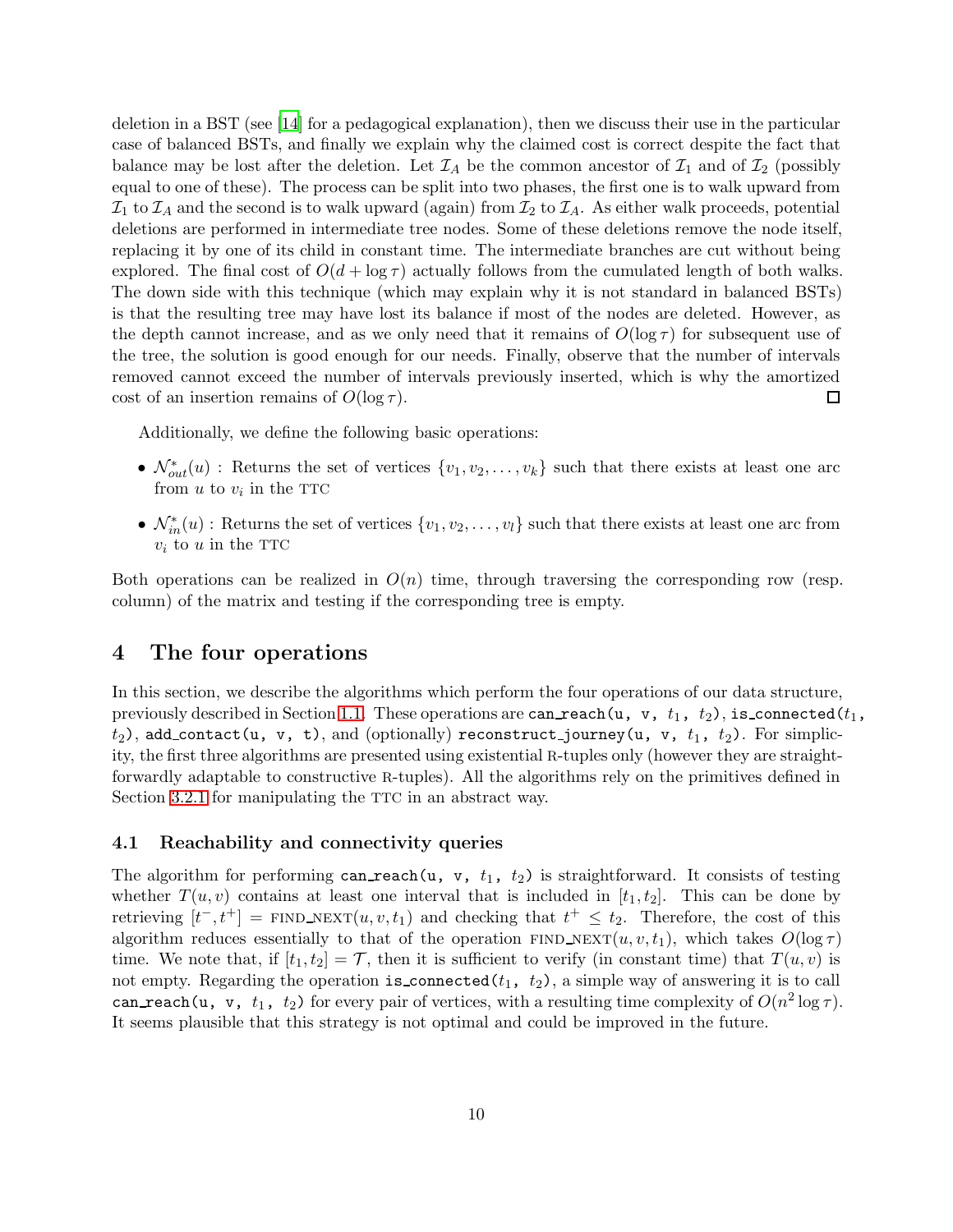deletion in a BST (see [14] for a pedagogical explanation), then we discuss their use in the particular case of balanced BSTs, and finally we explain why the claimed cost is correct despite the fact that balance may be lost after the deletion. Let $\mathcal{I}_A$ be the common ancestor of $\mathcal{I}_1$ and of $\mathcal{I}_2$ (possibly equal to one of these). The process can be split into two phases, the first one is to walk upward from $\mathcal{I}_1$ to $\mathcal{I}_A$ and the second is to walk upward (again) from $\mathcal{I}_2$ to $\mathcal{I}_A$. As either walk proceeds, potential deletions are performed in intermediate tree nodes. Some of these deletions remove the node itself, replacing it by one of its child in constant time. The intermediate branches are cut without being explored. The final cost of $O(d + \log \tau)$ actually follows from the cumulated length of both walks. The down side with this technique (which may explain why it is not standard in balanced BSTs) is that the resulting tree may have lost its balance if most of the nodes are deleted. However, as the depth cannot increase, and as we only need that it remains of $O(\log \tau)$ for subsequent use of the tree, the solution is good enough for our needs. Finally, observe that the number of intervals removed cannot exceed the number of intervals previously inserted, which is why the amortized cost of an insertion remains of $O(\log \tau)$. □

Additionally, we define the following basic operations:

- $\mathcal{N}^*_{out}(u)$ : Returns the set of vertices $\{v_1, v_2, \ldots, v_k\}$ such that there exists at least one arc from $u$ to $v_i$ in the TTC
- $\mathcal{N}^*_{in}(u)$ : Returns the set of vertices $\{v_1, v_2, \ldots, v_l\}$ such that there exists at least one arc from $v_i$ to $u$ in the TTC

Both operations can be realized in $O(n)$ time, through traversing the corresponding row (resp. column) of the matrix and testing if the corresponding tree is empty.

# 4 The four operations

In this section, we describe the algorithms which perform the four operations of our data structure, previously described in Section 1.1. These operations are `can_reach(u, v, t1, t2)`, `is_connected(t1, t2)`, `add_contact(u, v, t)`, and (optionally) `reconstruct_journey(u, v, t1, t2)`. For simplicity, the first three algorithms are presented using existential R-tuples only (however they are straightforwardly adaptable to constructive R-tuples). All the algorithms rely on the primitives defined in Section 3.2.1 for manipulating the TTC in an abstract way.

## 4.1 Reachability and connectivity queries

The algorithm for performing `can_reach(u, v, t1, t2)` is straightforward. It consists of testing whether $T(u, v)$ contains at least one interval that is included in $[t_1, t_2]$. This can be done by retrieving $[t^-, t^+] = \text{FIND\_NEXT}(u, v, t_1)$ and checking that $t^+ \leq t_2$. Therefore, the cost of this algorithm reduces essentially to that of the operation $\text{FIND\_NEXT}(u, v, t_1)$, which takes $O(\log \tau)$ time. We note that, if $[t_1, t_2] = \mathcal{T}$, then it is sufficient to verify (in constant time) that $T(u, v)$ is not empty. Regarding the operation `is_connected(t1, t2)`, a simple way of answering it is to call `can_reach(u, v, t1, t2)` for every pair of vertices, with a resulting time complexity of $O(n^2 \log \tau)$. It seems plausible that this strategy is not optimal and could be improved in the future.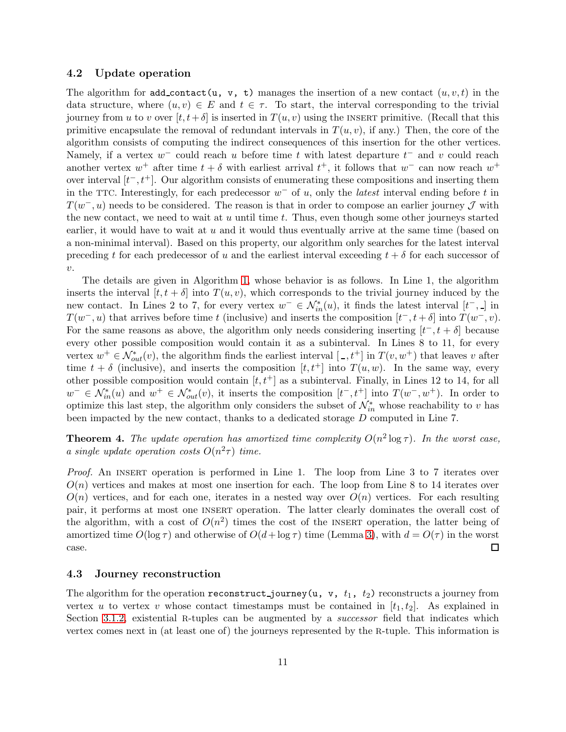### 4.2 Update operation

The algorithm for `add_contact(u, v, t)` manages the insertion of a new contact $(u, v, t)$ in the data structure, where $(u, v) \in E$ and $t \in \tau$. To start, the interval corresponding to the trivial journey from $u$ to $v$ over $[t, t+\delta]$ is inserted in $T(u, v)$ using the INSERT primitive. (Recall that this primitive encapsulate the removal of redundant intervals in $T(u, v)$, if any.) Then, the core of the algorithm consists of computing the indirect consequences of this insertion for the other vertices. Namely, if a vertex $w^-$ could reach $u$ before time $t$ with latest departure $t^-$ and $v$ could reach another vertex $w^+$ after time $t + \delta$ with earliest arrival $t^+$, it follows that $w^-$ can now reach $w^+$ over interval $[t^-, t^+]$. Our algorithm consists of enumerating these compositions and inserting them in the TTC. Interestingly, for each predecessor $w^-$ of $u$, only the *latest* interval ending before $t$ in $T(w^-, u)$ needs to be considered. The reason is that in order to compose an earlier journey $\mathcal{J}$ with the new contact, we need to wait at $u$ until time $t$. Thus, even though some other journeys started earlier, it would have to wait at $u$ and it would thus eventually arrive at the same time (based on a non-minimal interval). Based on this property, our algorithm only searches for the latest interval preceding $t$ for each predecessor of $u$ and the earliest interval exceeding $t + \delta$ for each successor of $v$.

The details are given in Algorithm 1, whose behavior is as follows. In Line 1, the algorithm inserts the interval $[t, t + \delta]$ into $T(u, v)$, which corresponds to the trivial journey induced by the new contact. In Lines 2 to 7, for every vertex $w^- \in \mathcal{N}^*_{in}(u)$, it finds the latest interval $[t^-, \_]$ in $T(w^-, u)$ that arrives before time $t$ (inclusive) and inserts the composition $[t^-, t + \delta]$ into $T(w^-, v)$. For the same reasons as above, the algorithm only needs considering inserting $[t^-, t + \delta]$ because every other possible composition would contain it as a subinterval. In Lines 8 to 11, for every vertex $w^+ \in \mathcal{N}^*_{out}(v)$, the algorithm finds the earliest interval $[\_, t^+]$ in $T(v, w^+)$ that leaves $v$ after time $t + \delta$ (inclusive), and inserts the composition $[t, t^+]$ into $T(u, w)$. In the same way, every other possible composition would contain $[t, t^+]$ as a subinterval. Finally, in Lines 12 to 14, for all $w^- \in \mathcal{N}^*_{in}(u)$ and $w^+ \in \mathcal{N}^*_{out}(v)$, it inserts the composition $[t^-, t^+]$ into $T(w^-, w^+)$. In order to optimize this last step, the algorithm only considers the subset of $\mathcal{N}^*_{in}$ whose reachability to $v$ has been impacted by the new contact, thanks to a dedicated storage $D$ computed in Line 7.

**Theorem 4.** *The update operation has amortized time complexity $O(n^2 \log \tau)$. In the worst case, a single update operation costs $O(n^2 \tau)$ time.*

*Proof.* An INSERT operation is performed in Line 1. The loop from Line 3 to 7 iterates over $O(n)$ vertices and makes at most one insertion for each. The loop from Line 8 to 14 iterates over $O(n)$ vertices, and for each one, iterates in a nested way over $O(n)$ vertices. For each resulting pair, it performs at most one INSERT operation. The latter clearly dominates the overall cost of the algorithm, with a cost of $O(n^2)$ times the cost of the INSERT operation, the latter being of amortized time $O(\log \tau)$ and otherwise of $O(d + \log \tau)$ time (Lemma 3), with $d = O(\tau)$ in the worst case. □

### 4.3 Journey reconstruction

The algorithm for the operation `reconstruct_journey(u, v, t_1, t_2)` reconstructs a journey from vertex $u$ to vertex $v$ whose contact timestamps must be contained in $[t_1, t_2]$. As explained in Section 3.1.2, existential R-tuples can be augmented by a *successor* field that indicates which vertex comes next in (at least one of) the journeys represented by the R-tuple. This information is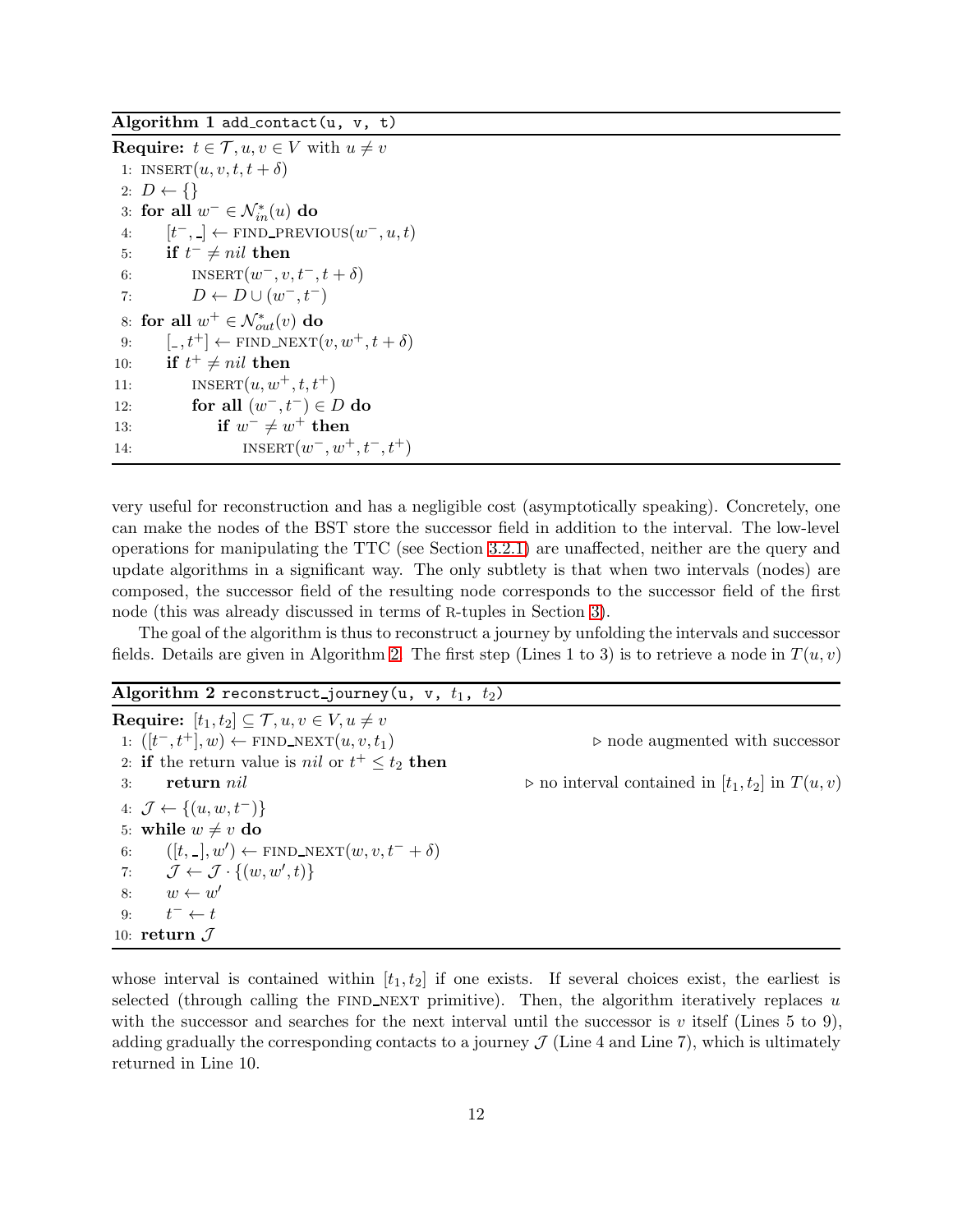**Algorithm 1** add_contact(u, v, t)

---

**Require:** $t \in \mathcal{T}, u, v \in V$ with $u \neq v$

```
 1: INSERT(u, v, t, t + δ)
 2: D ← {}
 3: for all w⁻ ∈ N*_in(u) do
 4:     [t⁻, _] ← FIND_PREVIOUS(w⁻, u, t)
 5:     if t⁻ ≠ nil then
 6:         INSERT(w⁻, v, t⁻, t + δ)
 7:         D ← D ∪ (w⁻, t⁻)
 8: for all w⁺ ∈ N*_out(v) do
 9:     [_, t⁺] ← FIND_NEXT(v, w⁺, t + δ)
10:     if t⁺ ≠ nil then
11:         INSERT(u, w⁺, t, t⁺)
12:         for all (w⁻, t⁻) ∈ D do
13:             if w⁻ ≠ w⁺ then
14:                 INSERT(w⁻, w⁺, t⁻, t⁺)
```

very useful for reconstruction and has a negligible cost (asymptotically speaking). Concretely, one can make the nodes of the BST store the successor field in addition to the interval. The low-level operations for manipulating the TTC (see Section 3.2.1) are unaffected, neither are the query and update algorithms in a significant way. The only subtlety is that when two intervals (nodes) are composed, the successor field of the resulting node corresponds to the successor field of the first node (this was already discussed in terms of R-tuples in Section 3).

The goal of the algorithm is thus to reconstruct a journey by unfolding the intervals and successor fields. Details are given in Algorithm 2. The first step (Lines 1 to 3) is to retrieve a node in $T(u, v)$

**Algorithm 2** reconstruct_journey(u, v, $t_1$, $t_2$)

---

**Require:** $[t_1, t_2] \subseteq \mathcal{T}, u, v \in V, u \neq v$

```
 1: ([t⁻, t⁺], w) ← FIND_NEXT(u, v, t₁)                    ▷ node augmented with successor
 2: if the return value is nil or t⁺ ≤ t₂ then
 3:     return nil                                   ▷ no interval contained in [t₁, t₂] in T(u, v)
 4: J ← {(u, w, t⁻)}
 5: while w ≠ v do
 6:     ([t, _], w') ← FIND_NEXT(w, v, t⁻ + δ)
 7:     J ← J · {(w, w', t)}
 8:     w ← w'
 9:     t⁻ ← t
10: return J
```

whose interval is contained within $[t_1, t_2]$ if one exists. If several choices exist, the earliest is selected (through calling the FIND_NEXT primitive). Then, the algorithm iteratively replaces $u$ with the successor and searches for the next interval until the successor is $v$ itself (Lines 5 to 9), adding gradually the corresponding contacts to a journey $\mathcal{J}$ (Line 4 and Line 7), which is ultimately returned in Line 10.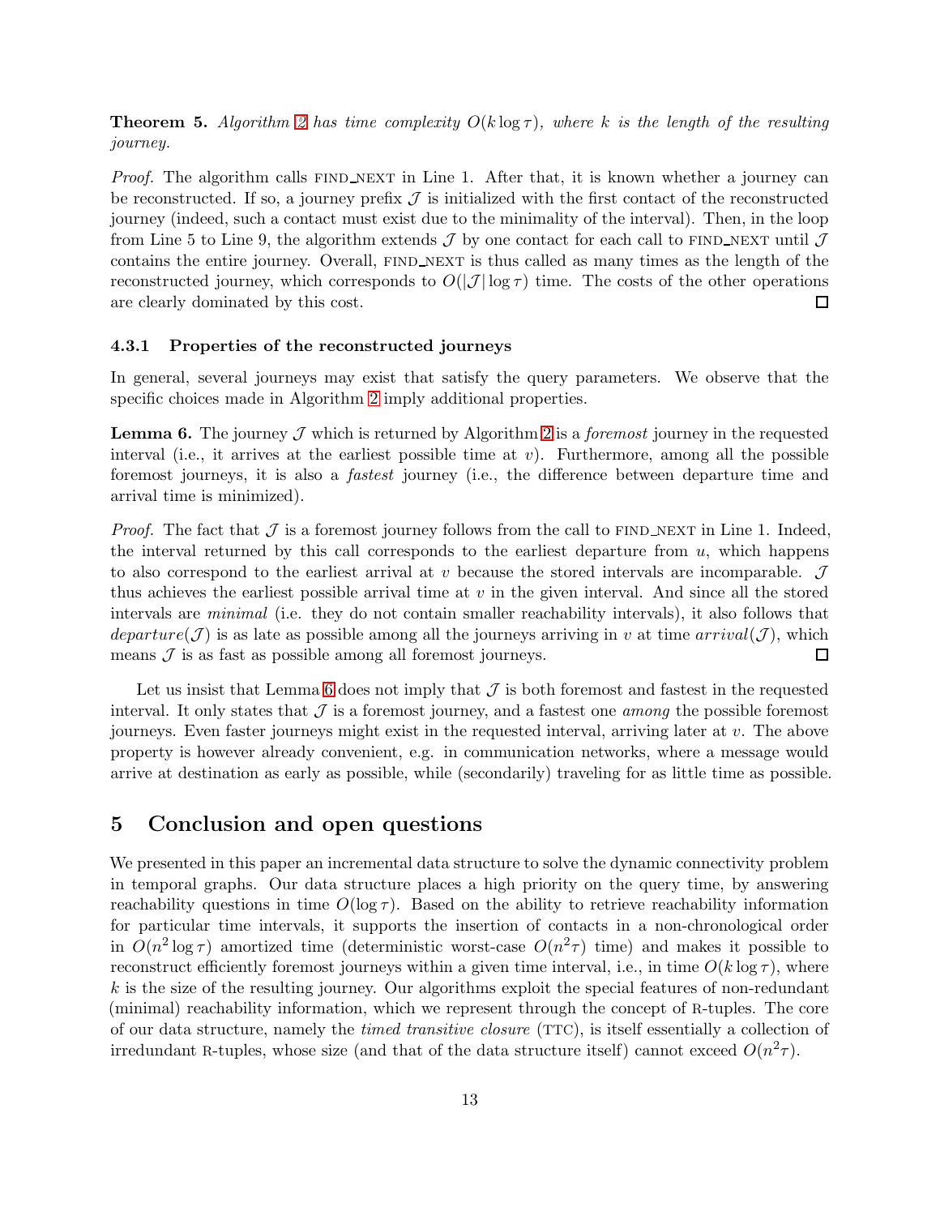**Theorem 5.** *Algorithm 2 has time complexity $O(k \log \tau)$, where $k$ is the length of the resulting journey.*

*Proof.* The algorithm calls FIND_NEXT in Line 1. After that, it is known whether a journey can be reconstructed. If so, a journey prefix $\mathcal{J}$ is initialized with the first contact of the reconstructed journey (indeed, such a contact must exist due to the minimality of the interval). Then, in the loop from Line 5 to Line 9, the algorithm extends $\mathcal{J}$ by one contact for each call to FIND_NEXT until $\mathcal{J}$ contains the entire journey. Overall, FIND_NEXT is thus called as many times as the length of the reconstructed journey, which corresponds to $O(|\mathcal{J}| \log \tau)$ time. The costs of the other operations are clearly dominated by this cost. ☐

### 4.3.1 Properties of the reconstructed journeys

In general, several journeys may exist that satisfy the query parameters. We observe that the specific choices made in Algorithm 2 imply additional properties.

**Lemma 6.** The journey $\mathcal{J}$ which is returned by Algorithm 2 is a *foremost* journey in the requested interval (i.e., it arrives at the earliest possible time at $v$). Furthermore, among all the possible foremost journeys, it is also a *fastest* journey (i.e., the difference between departure time and arrival time is minimized).

*Proof.* The fact that $\mathcal{J}$ is a foremost journey follows from the call to FIND_NEXT in Line 1. Indeed, the interval returned by this call corresponds to the earliest departure from $u$, which happens to also correspond to the earliest arrival at $v$ because the stored intervals are incomparable. $\mathcal{J}$ thus achieves the earliest possible arrival time at $v$ in the given interval. And since all the stored intervals are *minimal* (i.e. they do not contain smaller reachability intervals), it also follows that $departure(\mathcal{J})$ is as late as possible among all the journeys arriving in $v$ at time $arrival(\mathcal{J})$, which means $\mathcal{J}$ is as fast as possible among all foremost journeys. ☐

Let us insist that Lemma 6 does not imply that $\mathcal{J}$ is both foremost and fastest in the requested interval. It only states that $\mathcal{J}$ is a foremost journey, and a fastest one *among* the possible foremost journeys. Even faster journeys might exist in the requested interval, arriving later at $v$. The above property is however already convenient, e.g. in communication networks, where a message would arrive at destination as early as possible, while (secondarily) traveling for as little time as possible.

## 5 Conclusion and open questions

We presented in this paper an incremental data structure to solve the dynamic connectivity problem in temporal graphs. Our data structure places a high priority on the query time, by answering reachability questions in time $O(\log \tau)$. Based on the ability to retrieve reachability information for particular time intervals, it supports the insertion of contacts in a non-chronological order in $O(n^2 \log \tau)$ amortized time (deterministic worst-case $O(n^2\tau)$ time) and makes it possible to reconstruct efficiently foremost journeys within a given time interval, i.e., in time $O(k \log \tau)$, where $k$ is the size of the resulting journey. Our algorithms exploit the special features of non-redundant (minimal) reachability information, which we represent through the concept of R-tuples. The core of our data structure, namely the *timed transitive closure* (TTC), is itself essentially a collection of irredundant R-tuples, whose size (and that of the data structure itself) cannot exceed $O(n^2\tau)$.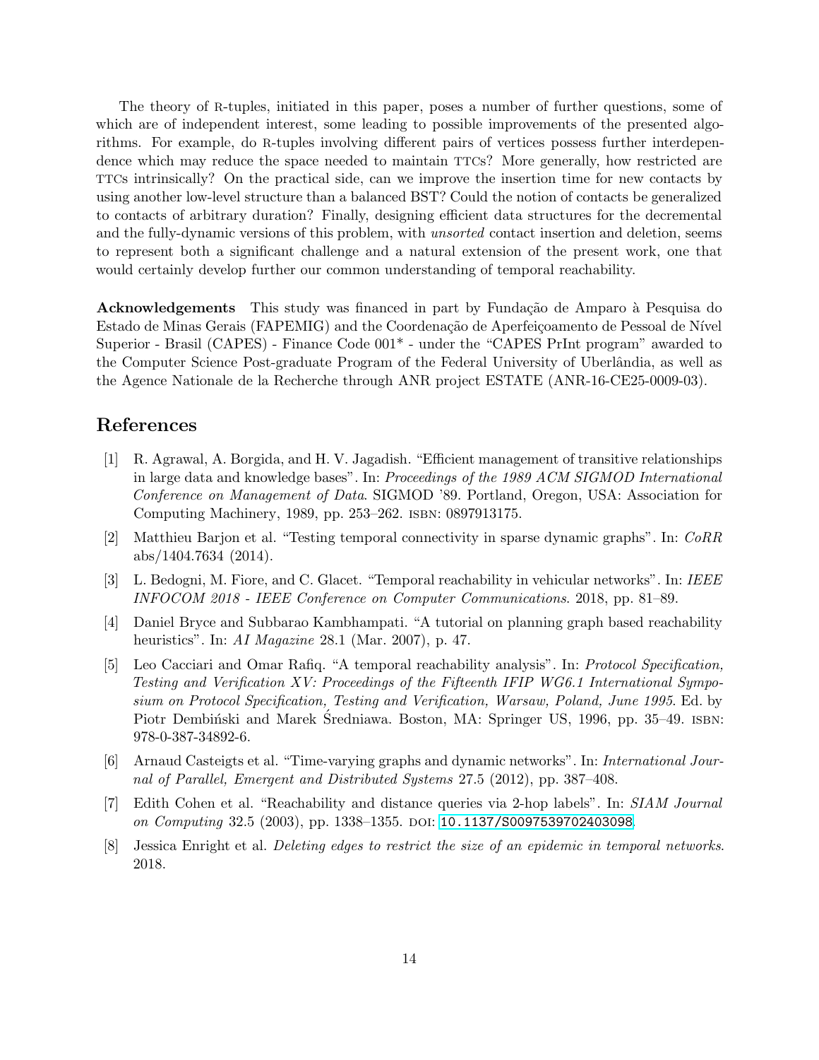The theory of R-tuples, initiated in this paper, poses a number of further questions, some of which are of independent interest, some leading to possible improvements of the presented algorithms. For example, do R-tuples involving different pairs of vertices possess further interdependence which may reduce the space needed to maintain TTCs? More generally, how restricted are TTCs intrinsically? On the practical side, can we improve the insertion time for new contacts by using another low-level structure than a balanced BST? Could the notion of contacts be generalized to contacts of arbitrary duration? Finally, designing efficient data structures for the decremental and the fully-dynamic versions of this problem, with *unsorted* contact insertion and deletion, seems to represent both a significant challenge and a natural extension of the present work, one that would certainly develop further our common understanding of temporal reachability.

**Acknowledgements** This study was financed in part by Fundação de Amparo à Pesquisa do Estado de Minas Gerais (FAPEMIG) and the Coordenação de Aperfeiçoamento de Pessoal de Nível Superior - Brasil (CAPES) - Finance Code 001* - under the "CAPES PrInt program" awarded to the Computer Science Post-graduate Program of the Federal University of Uberlândia, as well as the Agence Nationale de la Recherche through ANR project ESTATE (ANR-16-CE25-0009-03).

# References

[1] R. Agrawal, A. Borgida, and H. V. Jagadish. "Efficient management of transitive relationships in large data and knowledge bases". In: *Proceedings of the 1989 ACM SIGMOD International Conference on Management of Data*. SIGMOD '89. Portland, Oregon, USA: Association for Computing Machinery, 1989, pp. 253–262. ISBN: 0897913175.

[2] Matthieu Barjon et al. "Testing temporal connectivity in sparse dynamic graphs". In: *CoRR* abs/1404.7634 (2014).

[3] L. Bedogni, M. Fiore, and C. Glacet. "Temporal reachability in vehicular networks". In: *IEEE INFOCOM 2018 - IEEE Conference on Computer Communications*. 2018, pp. 81–89.

[4] Daniel Bryce and Subbarao Kambhampati. "A tutorial on planning graph based reachability heuristics". In: *AI Magazine* 28.1 (Mar. 2007), p. 47.

[5] Leo Cacciari and Omar Rafiq. "A temporal reachability analysis". In: *Protocol Specification, Testing and Verification XV: Proceedings of the Fifteenth IFIP WG6.1 International Symposium on Protocol Specification, Testing and Verification, Warsaw, Poland, June 1995*. Ed. by Piotr Dembiński and Marek Średniawa. Boston, MA: Springer US, 1996, pp. 35–49. ISBN: 978-0-387-34892-6.

[6] Arnaud Casteigts et al. "Time-varying graphs and dynamic networks". In: *International Journal of Parallel, Emergent and Distributed Systems* 27.5 (2012), pp. 387–408.

[7] Edith Cohen et al. "Reachability and distance queries via 2-hop labels". In: *SIAM Journal on Computing* 32.5 (2003), pp. 1338–1355. DOI: 10.1137/S0097539702403098.

[8] Jessica Enright et al. *Deleting edges to restrict the size of an epidemic in temporal networks*. 2018.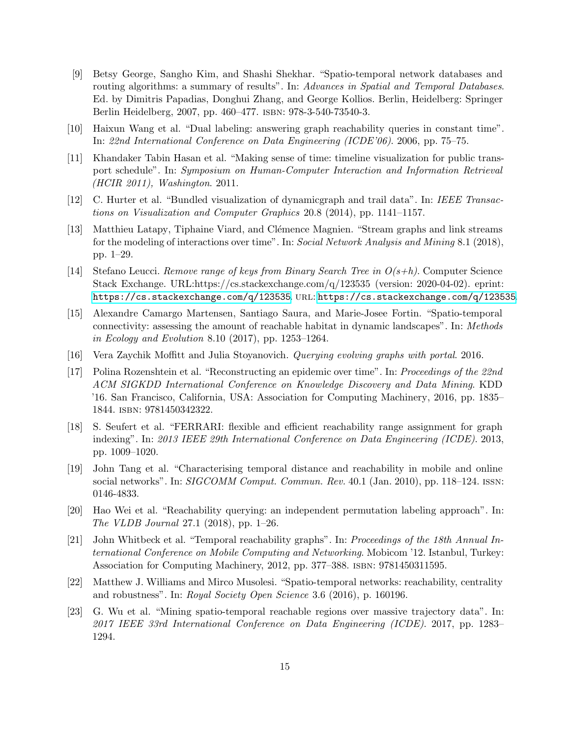[9] Betsy George, Sangho Kim, and Shashi Shekhar. "Spatio-temporal network databases and routing algorithms: a summary of results". In: *Advances in Spatial and Temporal Databases*. Ed. by Dimitris Papadias, Donghui Zhang, and George Kollios. Berlin, Heidelberg: Springer Berlin Heidelberg, 2007, pp. 460–477. ISBN: 978-3-540-73540-3.

[10] Haixun Wang et al. "Dual labeling: answering graph reachability queries in constant time". In: *22nd International Conference on Data Engineering (ICDE'06)*. 2006, pp. 75–75.

[11] Khandaker Tabin Hasan et al. "Making sense of time: timeline visualization for public transport schedule". In: *Symposium on Human-Computer Interaction and Information Retrieval (HCIR 2011), Washington*. 2011.

[12] C. Hurter et al. "Bundled visualization of dynamicgraph and trail data". In: *IEEE Transactions on Visualization and Computer Graphics* 20.8 (2014), pp. 1141–1157.

[13] Matthieu Latapy, Tiphaine Viard, and Clémence Magnien. "Stream graphs and link streams for the modeling of interactions over time". In: *Social Network Analysis and Mining* 8.1 (2018), pp. 1–29.

[14] Stefano Leucci. *Remove range of keys from Binary Search Tree in O(s+h)*. Computer Science Stack Exchange. URL:https://cs.stackexchange.com/q/123535 (version: 2020-04-02). eprint: https://cs.stackexchange.com/q/123535. URL: https://cs.stackexchange.com/q/123535.

[15] Alexandre Camargo Martensen, Santiago Saura, and Marie-Josee Fortin. "Spatio-temporal connectivity: assessing the amount of reachable habitat in dynamic landscapes". In: *Methods in Ecology and Evolution* 8.10 (2017), pp. 1253–1264.

[16] Vera Zaychik Moffitt and Julia Stoyanovich. *Querying evolving graphs with portal*. 2016.

[17] Polina Rozenshtein et al. "Reconstructing an epidemic over time". In: *Proceedings of the 22nd ACM SIGKDD International Conference on Knowledge Discovery and Data Mining*. KDD '16. San Francisco, California, USA: Association for Computing Machinery, 2016, pp. 1835–1844. ISBN: 9781450342322.

[18] S. Seufert et al. "FERRARI: flexible and efficient reachability range assignment for graph indexing". In: *2013 IEEE 29th International Conference on Data Engineering (ICDE)*. 2013, pp. 1009–1020.

[19] John Tang et al. "Characterising temporal distance and reachability in mobile and online social networks". In: *SIGCOMM Comput. Commun. Rev.* 40.1 (Jan. 2010), pp. 118–124. ISSN: 0146-4833.

[20] Hao Wei et al. "Reachability querying: an independent permutation labeling approach". In: *The VLDB Journal* 27.1 (2018), pp. 1–26.

[21] John Whitbeck et al. "Temporal reachability graphs". In: *Proceedings of the 18th Annual International Conference on Mobile Computing and Networking*. Mobicom '12. Istanbul, Turkey: Association for Computing Machinery, 2012, pp. 377–388. ISBN: 9781450311595.

[22] Matthew J. Williams and Mirco Musolesi. "Spatio-temporal networks: reachability, centrality and robustness". In: *Royal Society Open Science* 3.6 (2016), p. 160196.

[23] G. Wu et al. "Mining spatio-temporal reachable regions over massive trajectory data". In: *2017 IEEE 33rd International Conference on Data Engineering (ICDE)*. 2017, pp. 1283–1294.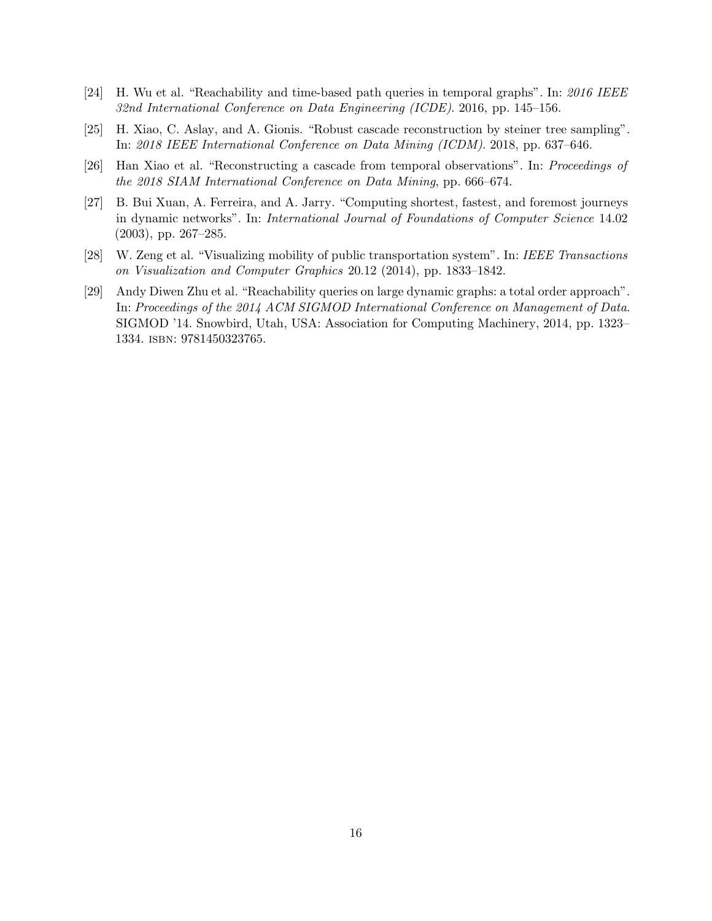[24] H. Wu et al. "Reachability and time-based path queries in temporal graphs". In: *2016 IEEE 32nd International Conference on Data Engineering (ICDE)*. 2016, pp. 145–156.

[25] H. Xiao, C. Aslay, and A. Gionis. "Robust cascade reconstruction by steiner tree sampling". In: *2018 IEEE International Conference on Data Mining (ICDM)*. 2018, pp. 637–646.

[26] Han Xiao et al. "Reconstructing a cascade from temporal observations". In: *Proceedings of the 2018 SIAM International Conference on Data Mining*, pp. 666–674.

[27] B. Bui Xuan, A. Ferreira, and A. Jarry. "Computing shortest, fastest, and foremost journeys in dynamic networks". In: *International Journal of Foundations of Computer Science* 14.02 (2003), pp. 267–285.

[28] W. Zeng et al. "Visualizing mobility of public transportation system". In: *IEEE Transactions on Visualization and Computer Graphics* 20.12 (2014), pp. 1833–1842.

[29] Andy Diwen Zhu et al. "Reachability queries on large dynamic graphs: a total order approach". In: *Proceedings of the 2014 ACM SIGMOD International Conference on Management of Data*. SIGMOD '14. Snowbird, Utah, USA: Association for Computing Machinery, 2014, pp. 1323–1334. ISBN: 9781450323765.